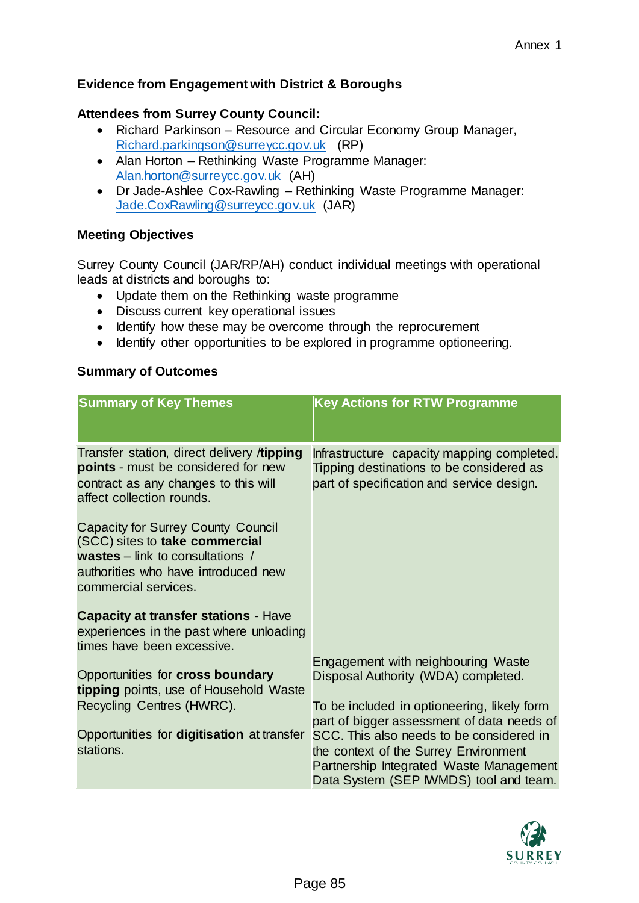Annex 1

**Evidence from Engagement with District & Boroughs**

**Attendees from Surrey County Council:**

- Richard Parkinson – Resource and Circular Economy Group Manager, Richard.parkingson@surreycc.gov.uk (RP)
- Alan Horton – Rethinking Waste Programme Manager: Alan.horton@surreycc.gov.uk (AH)
- Dr Jade-Ashlee Cox-Rawling – Rethinking Waste Programme Manager: Jade.CoxRawling@surreycc.gov.uk (JAR)

**Meeting Objectives**

Surrey County Council (JAR/RP/AH) conduct individual meetings with operational leads at districts and boroughs to:

- Update them on the Rethinking waste programme
- Discuss current key operational issues
- Identify how these may be overcome through the reprocurement
- Identify other opportunities to be explored in programme optioneering.

**Summary of Outcomes**

| Summary of Key Themes | Key Actions for RTW Programme |
|---|---|
| Transfer station, direct delivery /**tipping points** - must be considered for new contract as any changes to this will affect collection rounds.<br><br>Capacity for Surrey County Council (SCC) sites to **take commercial wastes** – link to consultations / authorities who have introduced new commercial services.<br><br>**Capacity at transfer stations** - Have experiences in the past where unloading times have been excessive. | Infrastructure capacity mapping completed. Tipping destinations to be considered as part of specification and service design. |
| Opportunities for **cross boundary tipping** points, use of Household Waste Recycling Centres (HWRC). | Engagement with neighbouring Waste Disposal Authority (WDA) completed. |
| Opportunities for **digitisation** at transfer stations. | To be included in optioneering, likely form part of bigger assessment of data needs of SCC. This also needs to be considered in the context of the Surrey Environment Partnership Integrated Waste Management Data System (SEP IWMDS) tool and team. |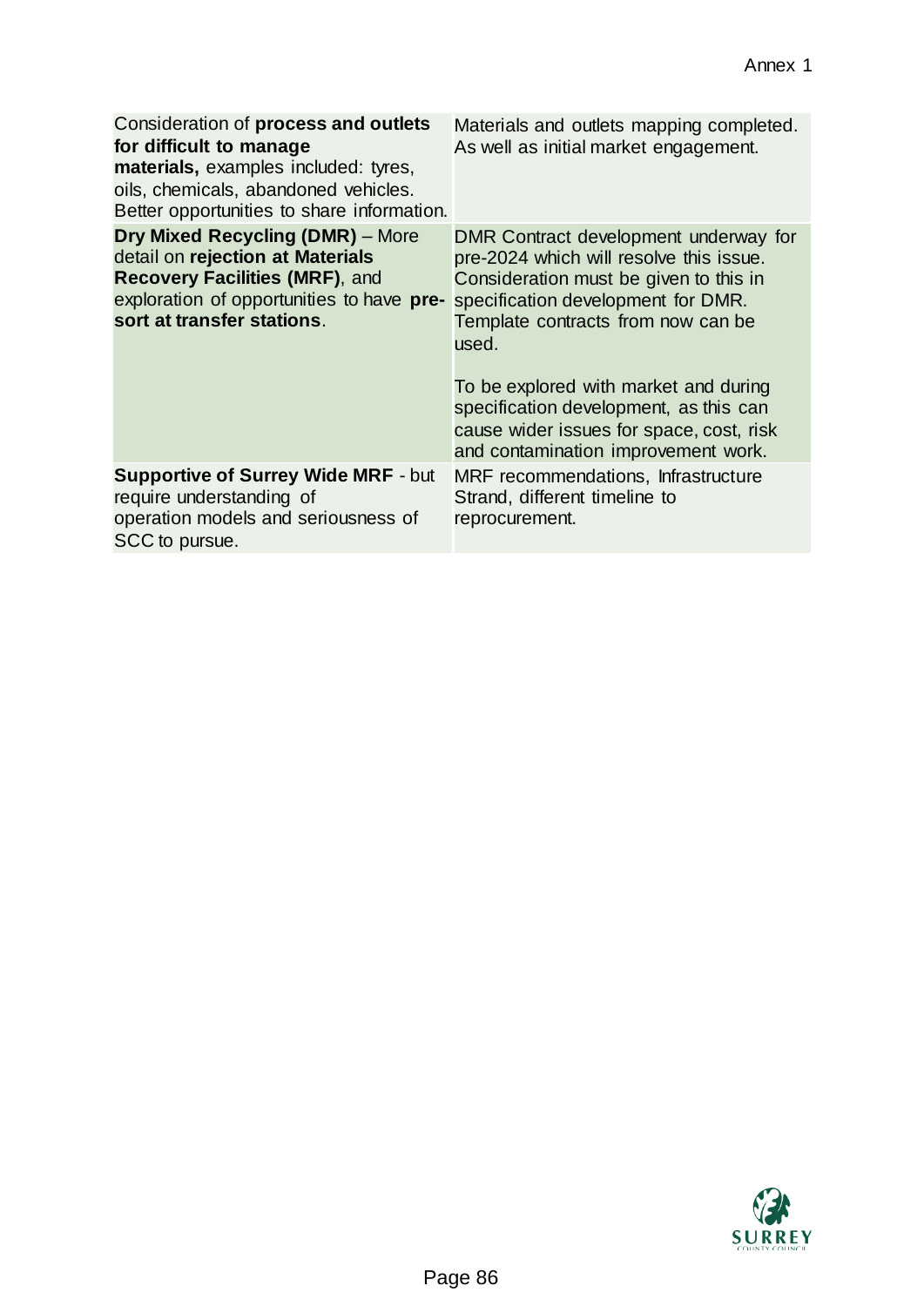| | |
|---|---|
| Consideration of **process and outlets for difficult to manage materials,** examples included: tyres, oils, chemicals, abandoned vehicles. Better opportunities to share information. | Materials and outlets mapping completed. As well as initial market engagement. |
| **Dry Mixed Recycling (DMR)** – More detail on **rejection at Materials Recovery Facilities (MRF)**, and exploration of opportunities to have **pre-sort at transfer stations**. | DMR Contract development underway for pre-2024 which will resolve this issue. Consideration must be given to this in specification development for DMR. Template contracts from now can be used.<br><br>To be explored with market and during specification development, as this can cause wider issues for space, cost, risk and contamination improvement work. |
| **Supportive of Surrey Wide MRF** - but require understanding of operation models and seriousness of SCC to pursue. | MRF recommendations, Infrastructure Strand, different timeline to reprocurement. |